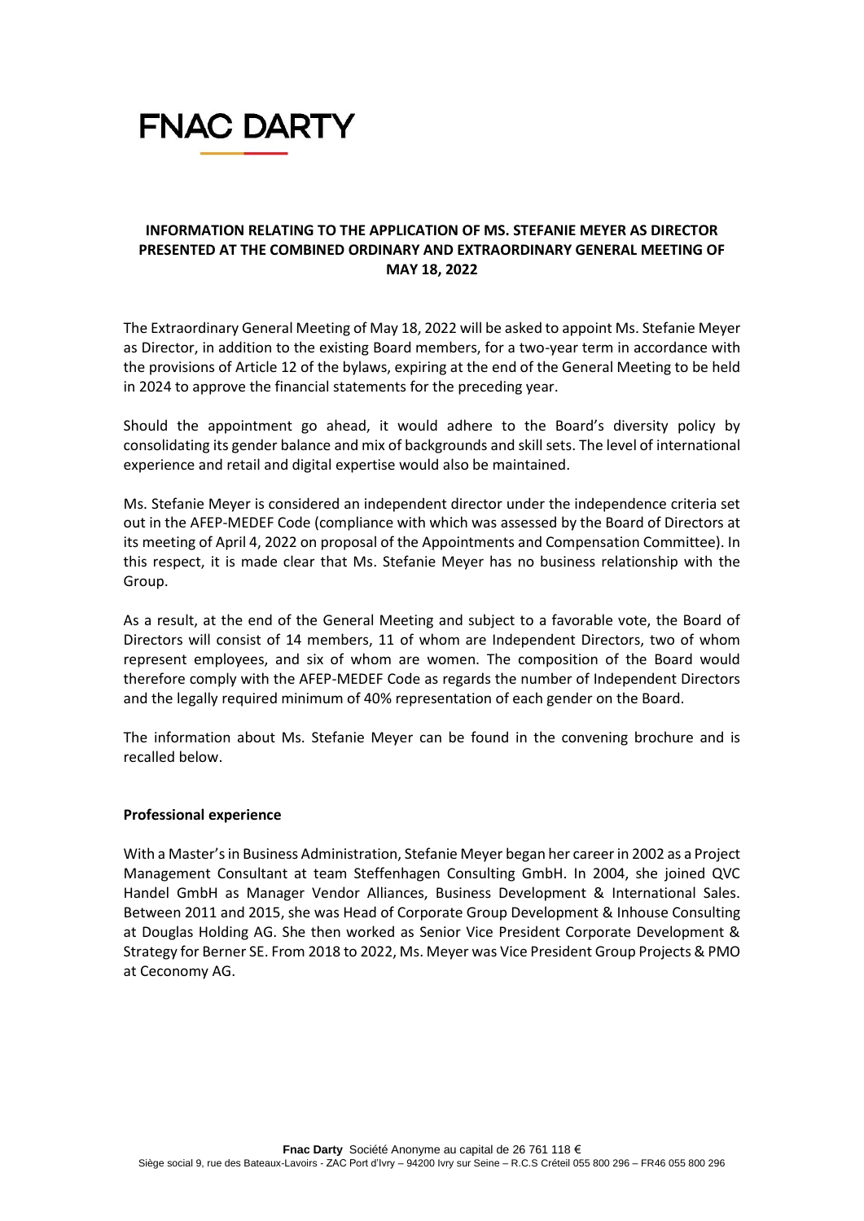# FNAC DARTY

## INFORMATION RELATING TO THE APPLICATION OF MS. STEFANIE MEYER AS DIRECTOR PRESENTED AT THE COMBINED ORDINARY AND EXTRAORDINARY GENERAL MEETING OF MAY 18, 2022

The Extraordinary General Meeting of May 18, 2022 will be asked to appoint Ms. Stefanie Meyer as Director, in addition to the existing Board members, for a two-year term in accordance with the provisions of Article 12 of the bylaws, expiring at the end of the General Meeting to be held in 2024 to approve the financial statements for the preceding year.

Should the appointment go ahead, it would adhere to the Board's diversity policy by consolidating its gender balance and mix of backgrounds and skill sets. The level of international experience and retail and digital expertise would also be maintained.

Ms. Stefanie Meyer is considered an independent director under the independence criteria set out in the AFEP-MEDEF Code (compliance with which was assessed by the Board of Directors at its meeting of April 4, 2022 on proposal of the Appointments and Compensation Committee). In this respect, it is made clear that Ms. Stefanie Meyer has no business relationship with the Group.

As a result, at the end of the General Meeting and subject to a favorable vote, the Board of Directors will consist of 14 members, 11 of whom are Independent Directors, two of whom represent employees, and six of whom are women. The composition of the Board would therefore comply with the AFEP-MEDEF Code as regards the number of Independent Directors and the legally required minimum of 40% representation of each gender on the Board.

The information about Ms. Stefanie Meyer can be found in the convening brochure and is recalled below.

### Professional experience

With a Master's in Business Administration, Stefanie Meyer began her career in 2002 as a Project Management Consultant at team Steffenhagen Consulting GmbH. In 2004, she joined QVC Handel GmbH as Manager Vendor Alliances, Business Development & International Sales. Between 2011 and 2015, she was Head of Corporate Group Development & Inhouse Consulting at Douglas Holding AG. She then worked as Senior Vice President Corporate Development & Strategy for Berner SE. From 2018 to 2022, Ms. Meyer was Vice President Group Projects & PMO at Ceconomy AG.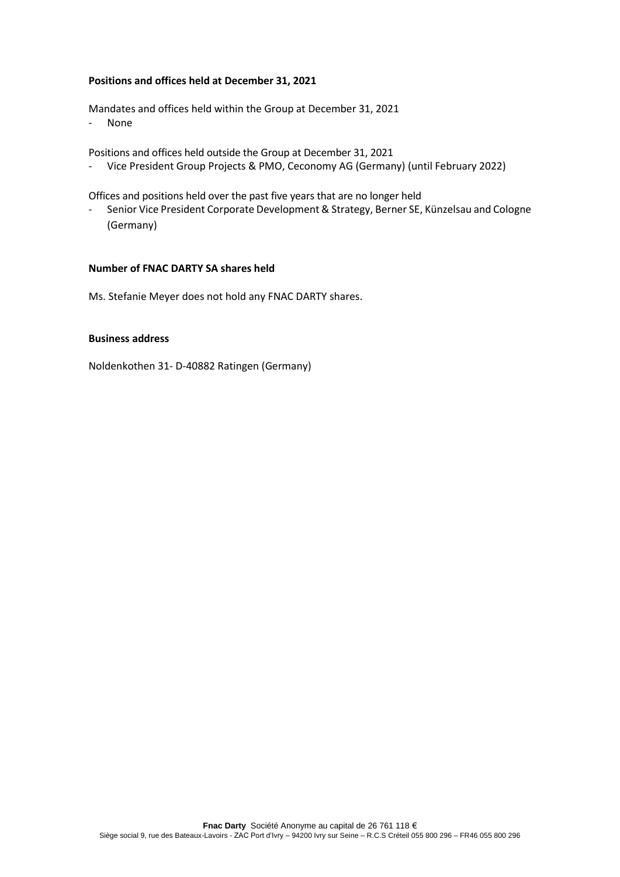**Positions and offices held at December 31, 2021**

Mandates and offices held within the Group at December 31, 2021

- None

Positions and offices held outside the Group at December 31, 2021

- Vice President Group Projects & PMO, Ceconomy AG (Germany) (until February 2022)

Offices and positions held over the past five years that are no longer held

- Senior Vice President Corporate Development & Strategy, Berner SE, Künzelsau and Cologne (Germany)

**Number of FNAC DARTY SA shares held**

Ms. Stefanie Meyer does not hold any FNAC DARTY shares.

**Business address**

Noldenkothen 31- D-40882 Ratingen (Germany)